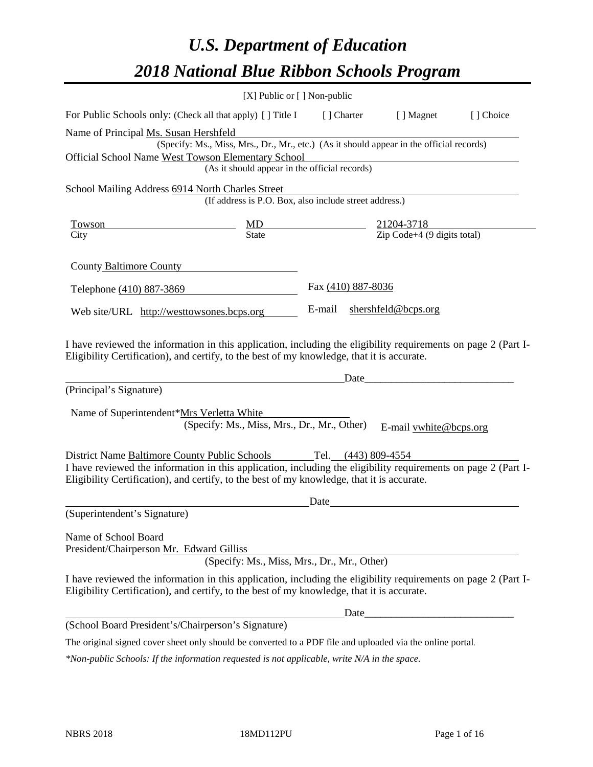# *U.S. Department of Education*

# *2018 National Blue Ribbon Schools Program*

[X] Public or [ ] Non-public

For Public Schools only: (Check all that apply) [ ] Title I [ ] Charter [ ] Magnet [ ] Choice

Name of Principal Ms. Susan Hershfeld
(Specify: Ms., Miss, Mrs., Dr., Mr., etc.) (As it should appear in the official records)

Official School Name West Towson Elementary School
(As it should appear in the official records)

School Mailing Address 6914 North Charles Street
(If address is P.O. Box, also include street address.)

| Towson | MD | 21204-3718 |
|---|---|---|
| City | State | Zip Code+4 (9 digits total) |

County Baltimore County

Telephone (410) 887-3869 Fax (410) 887-8036

Web site/URL http://westtowsones.bcps.org E-mail shershfeld@bcps.org

I have reviewed the information in this application, including the eligibility requirements on page 2 (Part I-Eligibility Certification), and certify, to the best of my knowledge, that it is accurate.

_______________________________________ Date___________________________

(Principal's Signature)

Name of Superintendent*Mrs Verletta White
(Specify: Ms., Miss, Mrs., Dr., Mr., Other) E-mail vwhite@bcps.org

District Name Baltimore County Public Schools Tel. (443) 809-4554

I have reviewed the information in this application, including the eligibility requirements on page 2 (Part I-Eligibility Certification), and certify, to the best of my knowledge, that it is accurate.

_______________________________________ Date___________________________

(Superintendent's Signature)

Name of School Board
President/Chairperson Mr. Edward Gilliss
(Specify: Ms., Miss, Mrs., Dr., Mr., Other)

I have reviewed the information in this application, including the eligibility requirements on page 2 (Part I-Eligibility Certification), and certify, to the best of my knowledge, that it is accurate.

_______________________________________ Date___________________________

(School Board President's/Chairperson's Signature)

The original signed cover sheet only should be converted to a PDF file and uploaded via the online portal.

*\*Non-public Schools: If the information requested is not applicable, write N/A in the space.*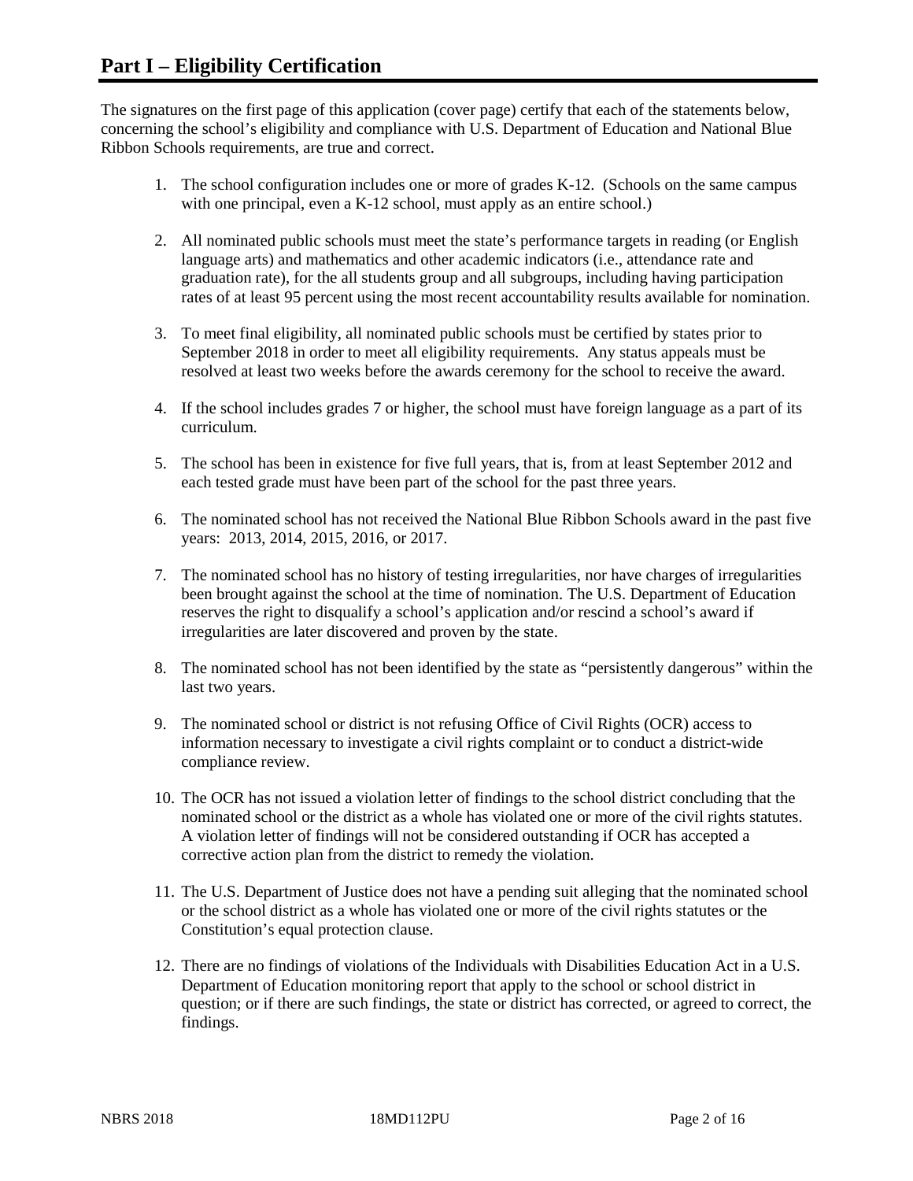# Part I – Eligibility Certification

The signatures on the first page of this application (cover page) certify that each of the statements below, concerning the school's eligibility and compliance with U.S. Department of Education and National Blue Ribbon Schools requirements, are true and correct.

1. The school configuration includes one or more of grades K-12. (Schools on the same campus with one principal, even a K-12 school, must apply as an entire school.)
2. All nominated public schools must meet the state's performance targets in reading (or English language arts) and mathematics and other academic indicators (i.e., attendance rate and graduation rate), for the all students group and all subgroups, including having participation rates of at least 95 percent using the most recent accountability results available for nomination.
3. To meet final eligibility, all nominated public schools must be certified by states prior to September 2018 in order to meet all eligibility requirements. Any status appeals must be resolved at least two weeks before the awards ceremony for the school to receive the award.
4. If the school includes grades 7 or higher, the school must have foreign language as a part of its curriculum.
5. The school has been in existence for five full years, that is, from at least September 2012 and each tested grade must have been part of the school for the past three years.
6. The nominated school has not received the National Blue Ribbon Schools award in the past five years: 2013, 2014, 2015, 2016, or 2017.
7. The nominated school has no history of testing irregularities, nor have charges of irregularities been brought against the school at the time of nomination. The U.S. Department of Education reserves the right to disqualify a school's application and/or rescind a school's award if irregularities are later discovered and proven by the state.
8. The nominated school has not been identified by the state as "persistently dangerous" within the last two years.
9. The nominated school or district is not refusing Office of Civil Rights (OCR) access to information necessary to investigate a civil rights complaint or to conduct a district-wide compliance review.
10. The OCR has not issued a violation letter of findings to the school district concluding that the nominated school or the district as a whole has violated one or more of the civil rights statutes. A violation letter of findings will not be considered outstanding if OCR has accepted a corrective action plan from the district to remedy the violation.
11. The U.S. Department of Justice does not have a pending suit alleging that the nominated school or the school district as a whole has violated one or more of the civil rights statutes or the Constitution's equal protection clause.
12. There are no findings of violations of the Individuals with Disabilities Education Act in a U.S. Department of Education monitoring report that apply to the school or school district in question; or if there are such findings, the state or district has corrected, or agreed to correct, the findings.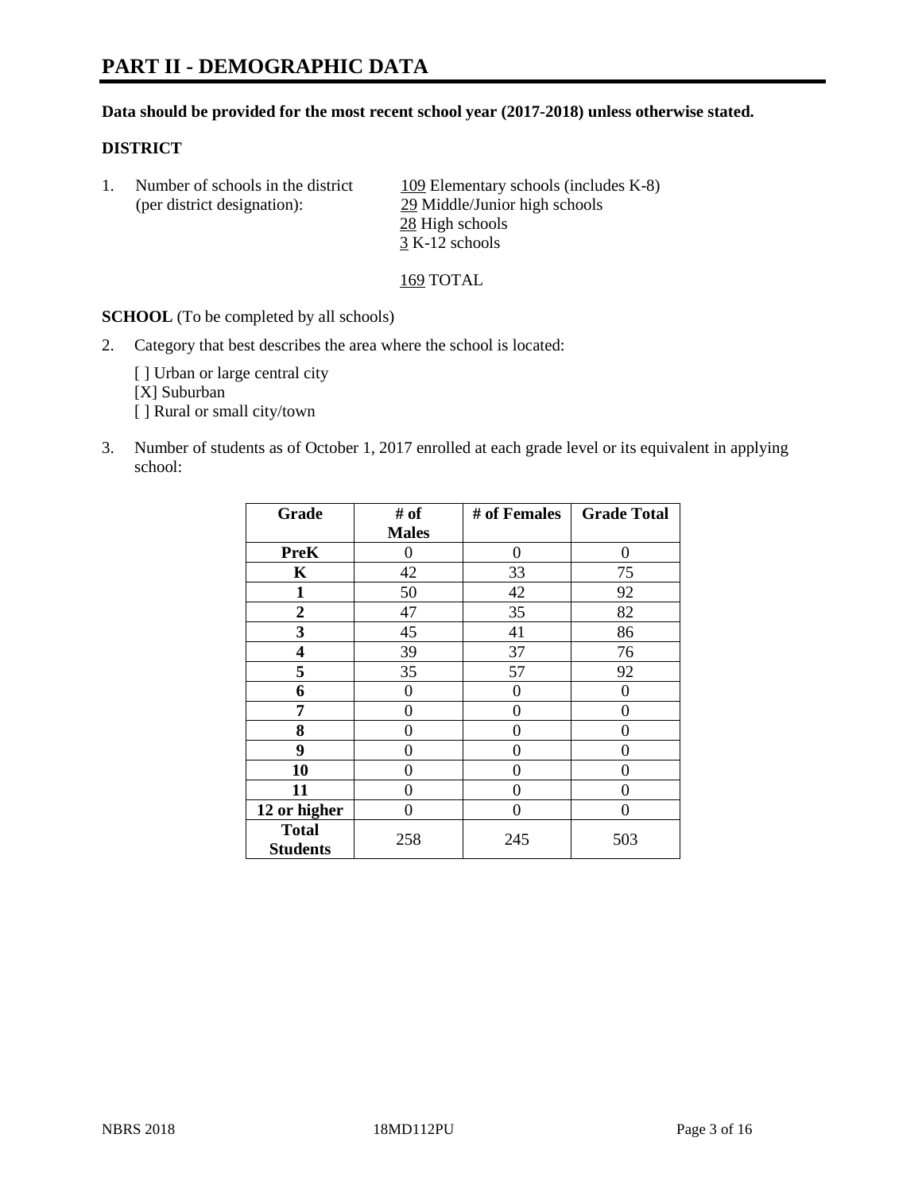# PART II - DEMOGRAPHIC DATA

**Data should be provided for the most recent school year (2017-2018) unless otherwise stated.**

**DISTRICT**

1. Number of schools in the district (per district designation):
   109 Elementary schools (includes K-8)
   29 Middle/Junior high schools
   28 High schools
   3 K-12 schools

   169 TOTAL

**SCHOOL** (To be completed by all schools)

2. Category that best describes the area where the school is located:

   [ ] Urban or large central city
   [X] Suburban
   [ ] Rural or small city/town

3. Number of students as of October 1, 2017 enrolled at each grade level or its equivalent in applying school:

| Grade | # of Males | # of Females | Grade Total |
|---|---|---|---|
| **PreK** | 0 | 0 | 0 |
| **K** | 42 | 33 | 75 |
| **1** | 50 | 42 | 92 |
| **2** | 47 | 35 | 82 |
| **3** | 45 | 41 | 86 |
| **4** | 39 | 37 | 76 |
| **5** | 35 | 57 | 92 |
| **6** | 0 | 0 | 0 |
| **7** | 0 | 0 | 0 |
| **8** | 0 | 0 | 0 |
| **9** | 0 | 0 | 0 |
| **10** | 0 | 0 | 0 |
| **11** | 0 | 0 | 0 |
| **12 or higher** | 0 | 0 | 0 |
| **Total Students** | 258 | 245 | 503 |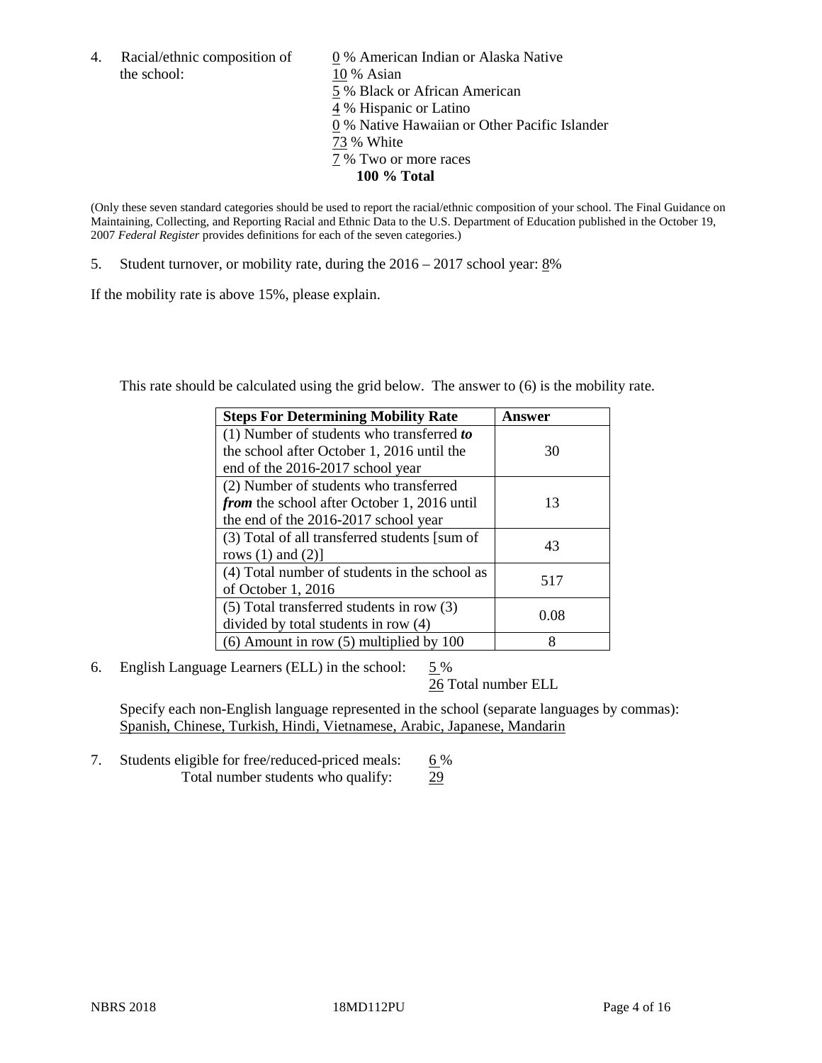4. Racial/ethnic composition of the school:

0 % American Indian or Alaska Native
10 % Asian
5 % Black or African American
4 % Hispanic or Latino
0 % Native Hawaiian or Other Pacific Islander
73 % White
7 % Two or more races
**100 % Total**

(Only these seven standard categories should be used to report the racial/ethnic composition of your school. The Final Guidance on Maintaining, Collecting, and Reporting Racial and Ethnic Data to the U.S. Department of Education published in the October 19, 2007 *Federal Register* provides definitions for each of the seven categories.)

5. Student turnover, or mobility rate, during the 2016 – 2017 school year: 8%

If the mobility rate is above 15%, please explain.

This rate should be calculated using the grid below. The answer to (6) is the mobility rate.

| Steps For Determining Mobility Rate | Answer |
|---|---|
| (1) Number of students who transferred ***to*** the school after October 1, 2016 until the end of the 2016-2017 school year | 30 |
| (2) Number of students who transferred ***from*** the school after October 1, 2016 until the end of the 2016-2017 school year | 13 |
| (3) Total of all transferred students [sum of rows (1) and (2)] | 43 |
| (4) Total number of students in the school as of October 1, 2016 | 517 |
| (5) Total transferred students in row (3) divided by total students in row (4) | 0.08 |
| (6) Amount in row (5) multiplied by 100 | 8 |

6. English Language Learners (ELL) in the school: 5 %
26 Total number ELL

Specify each non-English language represented in the school (separate languages by commas):
Spanish, Chinese, Turkish, Hindi, Vietnamese, Arabic, Japanese, Mandarin

7. Students eligible for free/reduced-priced meals: 6 %
Total number students who qualify: 29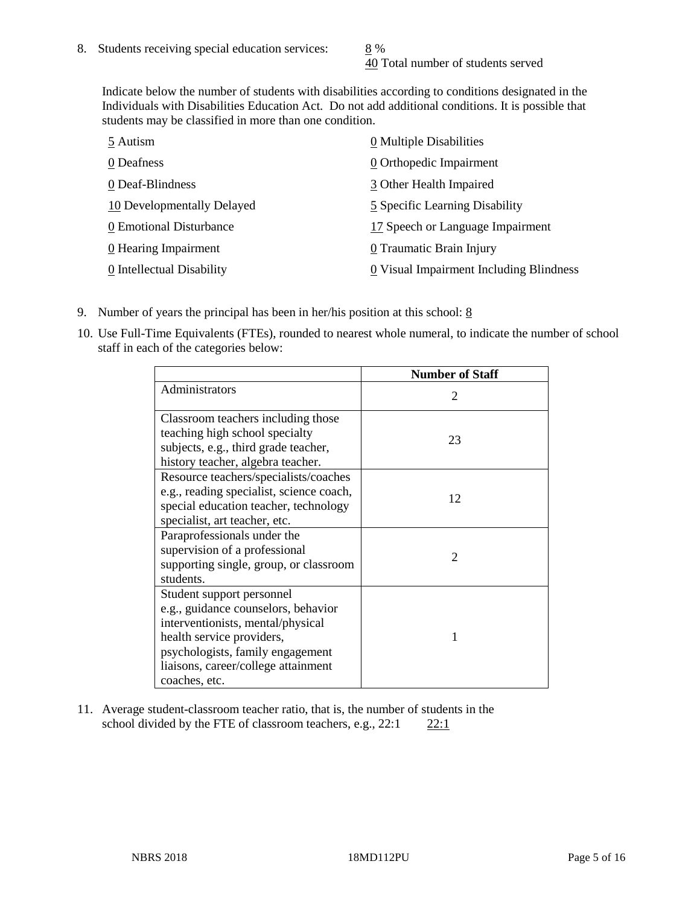8. Students receiving special education services: 8 %
40 Total number of students served

Indicate below the number of students with disabilities according to conditions designated in the Individuals with Disabilities Education Act. Do not add additional conditions. It is possible that students may be classified in more than one condition.

5 Autism
0 Deafness
0 Deaf-Blindness
10 Developmentally Delayed
0 Emotional Disturbance
0 Hearing Impairment
0 Intellectual Disability
0 Multiple Disabilities
0 Orthopedic Impairment
3 Other Health Impaired
5 Specific Learning Disability
17 Speech or Language Impairment
0 Traumatic Brain Injury
0 Visual Impairment Including Blindness

9. Number of years the principal has been in her/his position at this school: 8

10. Use Full-Time Equivalents (FTEs), rounded to nearest whole numeral, to indicate the number of school staff in each of the categories below:

| | Number of Staff |
|---|---|
| Administrators | 2 |
| Classroom teachers including those teaching high school specialty subjects, e.g., third grade teacher, history teacher, algebra teacher. | 23 |
| Resource teachers/specialists/coaches e.g., reading specialist, science coach, special education teacher, technology specialist, art teacher, etc. | 12 |
| Paraprofessionals under the supervision of a professional supporting single, group, or classroom students. | 2 |
| Student support personnel e.g., guidance counselors, behavior interventionists, mental/physical health service providers, psychologists, family engagement liaisons, career/college attainment coaches, etc. | 1 |

11. Average student-classroom teacher ratio, that is, the number of students in the school divided by the FTE of classroom teachers, e.g., 22:1 22:1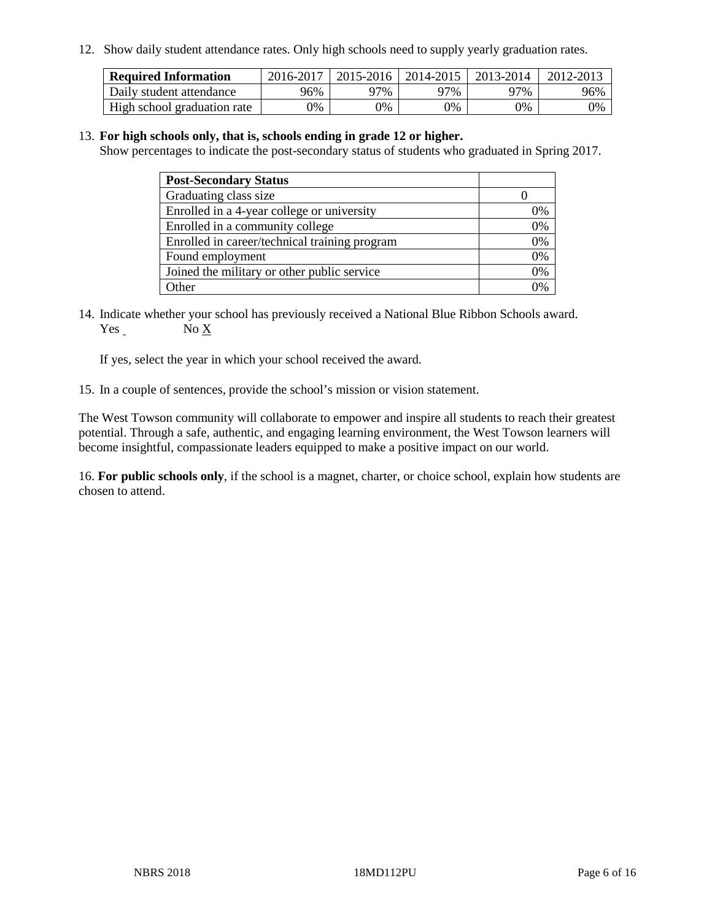12. Show daily student attendance rates. Only high schools need to supply yearly graduation rates.

| Required Information | 2016-2017 | 2015-2016 | 2014-2015 | 2013-2014 | 2012-2013 |
|---|---|---|---|---|---|
| Daily student attendance | 96% | 97% | 97% | 97% | 96% |
| High school graduation rate | 0% | 0% | 0% | 0% | 0% |

13. **For high schools only, that is, schools ending in grade 12 or higher.**
Show percentages to indicate the post-secondary status of students who graduated in Spring 2017.

| Post-Secondary Status | |
|---|---|
| Graduating class size | 0 |
| Enrolled in a 4-year college or university | 0% |
| Enrolled in a community college | 0% |
| Enrolled in career/technical training program | 0% |
| Found employment | 0% |
| Joined the military or other public service | 0% |
| Other | 0% |

14. Indicate whether your school has previously received a National Blue Ribbon Schools award.
Yes ___ No X

If yes, select the year in which your school received the award.

15. In a couple of sentences, provide the school's mission or vision statement.

The West Towson community will collaborate to empower and inspire all students to reach their greatest potential. Through a safe, authentic, and engaging learning environment, the West Towson learners will become insightful, compassionate leaders equipped to make a positive impact on our world.

16. **For public schools only**, if the school is a magnet, charter, or choice school, explain how students are chosen to attend.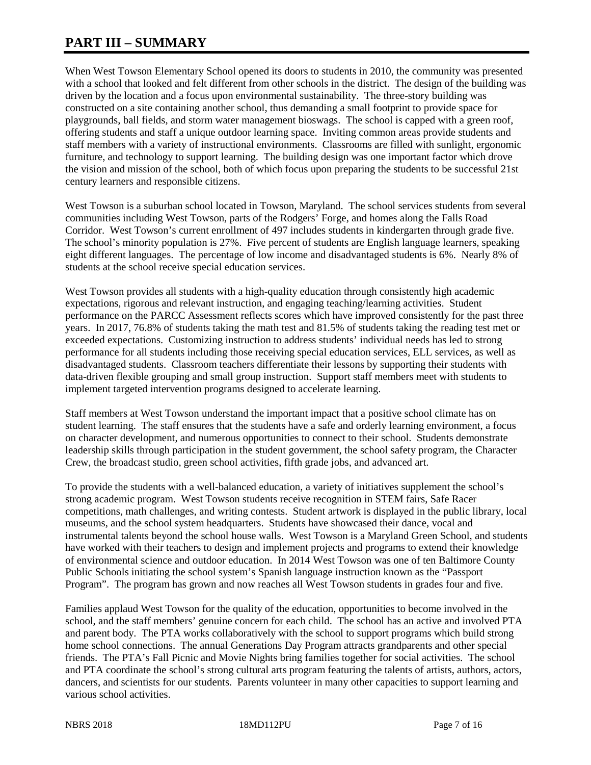# PART III – SUMMARY

When West Towson Elementary School opened its doors to students in 2010, the community was presented with a school that looked and felt different from other schools in the district. The design of the building was driven by the location and a focus upon environmental sustainability. The three-story building was constructed on a site containing another school, thus demanding a small footprint to provide space for playgrounds, ball fields, and storm water management bioswags. The school is capped with a green roof, offering students and staff a unique outdoor learning space. Inviting common areas provide students and staff members with a variety of instructional environments. Classrooms are filled with sunlight, ergonomic furniture, and technology to support learning. The building design was one important factor which drove the vision and mission of the school, both of which focus upon preparing the students to be successful 21st century learners and responsible citizens.

West Towson is a suburban school located in Towson, Maryland. The school services students from several communities including West Towson, parts of the Rodgers' Forge, and homes along the Falls Road Corridor. West Towson's current enrollment of 497 includes students in kindergarten through grade five. The school's minority population is 27%. Five percent of students are English language learners, speaking eight different languages. The percentage of low income and disadvantaged students is 6%. Nearly 8% of students at the school receive special education services.

West Towson provides all students with a high-quality education through consistently high academic expectations, rigorous and relevant instruction, and engaging teaching/learning activities. Student performance on the PARCC Assessment reflects scores which have improved consistently for the past three years. In 2017, 76.8% of students taking the math test and 81.5% of students taking the reading test met or exceeded expectations. Customizing instruction to address students' individual needs has led to strong performance for all students including those receiving special education services, ELL services, as well as disadvantaged students. Classroom teachers differentiate their lessons by supporting their students with data-driven flexible grouping and small group instruction. Support staff members meet with students to implement targeted intervention programs designed to accelerate learning.

Staff members at West Towson understand the important impact that a positive school climate has on student learning. The staff ensures that the students have a safe and orderly learning environment, a focus on character development, and numerous opportunities to connect to their school. Students demonstrate leadership skills through participation in the student government, the school safety program, the Character Crew, the broadcast studio, green school activities, fifth grade jobs, and advanced art.

To provide the students with a well-balanced education, a variety of initiatives supplement the school's strong academic program. West Towson students receive recognition in STEM fairs, Safe Racer competitions, math challenges, and writing contests. Student artwork is displayed in the public library, local museums, and the school system headquarters. Students have showcased their dance, vocal and instrumental talents beyond the school house walls. West Towson is a Maryland Green School, and students have worked with their teachers to design and implement projects and programs to extend their knowledge of environmental science and outdoor education. In 2014 West Towson was one of ten Baltimore County Public Schools initiating the school system's Spanish language instruction known as the "Passport Program". The program has grown and now reaches all West Towson students in grades four and five.

Families applaud West Towson for the quality of the education, opportunities to become involved in the school, and the staff members' genuine concern for each child. The school has an active and involved PTA and parent body. The PTA works collaboratively with the school to support programs which build strong home school connections. The annual Generations Day Program attracts grandparents and other special friends. The PTA's Fall Picnic and Movie Nights bring families together for social activities. The school and PTA coordinate the school's strong cultural arts program featuring the talents of artists, authors, actors, dancers, and scientists for our students. Parents volunteer in many other capacities to support learning and various school activities.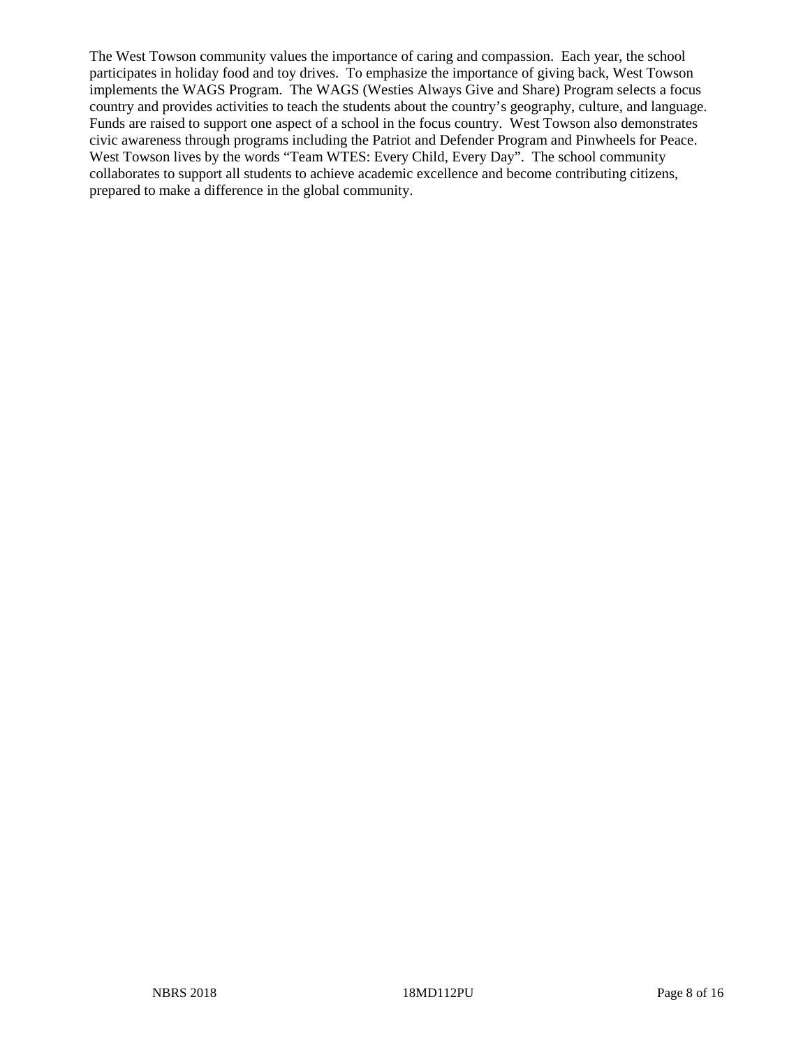The West Towson community values the importance of caring and compassion. Each year, the school participates in holiday food and toy drives. To emphasize the importance of giving back, West Towson implements the WAGS Program. The WAGS (Westies Always Give and Share) Program selects a focus country and provides activities to teach the students about the country's geography, culture, and language. Funds are raised to support one aspect of a school in the focus country. West Towson also demonstrates civic awareness through programs including the Patriot and Defender Program and Pinwheels for Peace. West Towson lives by the words "Team WTES: Every Child, Every Day". The school community collaborates to support all students to achieve academic excellence and become contributing citizens, prepared to make a difference in the global community.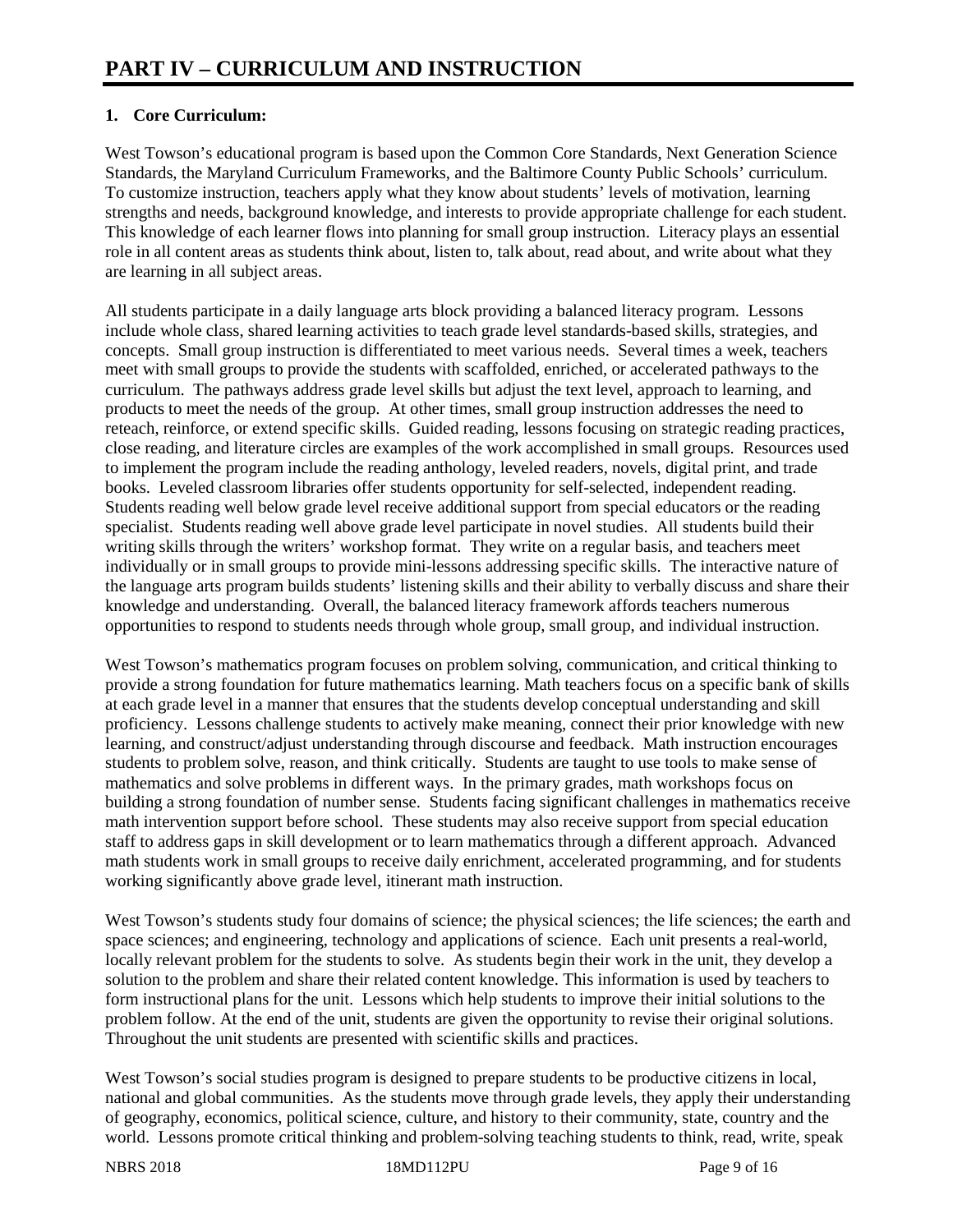# PART IV – CURRICULUM AND INSTRUCTION

## 1. Core Curriculum:

West Towson's educational program is based upon the Common Core Standards, Next Generation Science Standards, the Maryland Curriculum Frameworks, and the Baltimore County Public Schools' curriculum. To customize instruction, teachers apply what they know about students' levels of motivation, learning strengths and needs, background knowledge, and interests to provide appropriate challenge for each student. This knowledge of each learner flows into planning for small group instruction. Literacy plays an essential role in all content areas as students think about, listen to, talk about, read about, and write about what they are learning in all subject areas.

All students participate in a daily language arts block providing a balanced literacy program. Lessons include whole class, shared learning activities to teach grade level standards-based skills, strategies, and concepts. Small group instruction is differentiated to meet various needs. Several times a week, teachers meet with small groups to provide the students with scaffolded, enriched, or accelerated pathways to the curriculum. The pathways address grade level skills but adjust the text level, approach to learning, and products to meet the needs of the group. At other times, small group instruction addresses the need to reteach, reinforce, or extend specific skills. Guided reading, lessons focusing on strategic reading practices, close reading, and literature circles are examples of the work accomplished in small groups. Resources used to implement the program include the reading anthology, leveled readers, novels, digital print, and trade books. Leveled classroom libraries offer students opportunity for self-selected, independent reading. Students reading well below grade level receive additional support from special educators or the reading specialist. Students reading well above grade level participate in novel studies. All students build their writing skills through the writers' workshop format. They write on a regular basis, and teachers meet individually or in small groups to provide mini-lessons addressing specific skills. The interactive nature of the language arts program builds students' listening skills and their ability to verbally discuss and share their knowledge and understanding. Overall, the balanced literacy framework affords teachers numerous opportunities to respond to students needs through whole group, small group, and individual instruction.

West Towson's mathematics program focuses on problem solving, communication, and critical thinking to provide a strong foundation for future mathematics learning. Math teachers focus on a specific bank of skills at each grade level in a manner that ensures that the students develop conceptual understanding and skill proficiency. Lessons challenge students to actively make meaning, connect their prior knowledge with new learning, and construct/adjust understanding through discourse and feedback. Math instruction encourages students to problem solve, reason, and think critically. Students are taught to use tools to make sense of mathematics and solve problems in different ways. In the primary grades, math workshops focus on building a strong foundation of number sense. Students facing significant challenges in mathematics receive math intervention support before school. These students may also receive support from special education staff to address gaps in skill development or to learn mathematics through a different approach. Advanced math students work in small groups to receive daily enrichment, accelerated programming, and for students working significantly above grade level, itinerant math instruction.

West Towson's students study four domains of science; the physical sciences; the life sciences; the earth and space sciences; and engineering, technology and applications of science. Each unit presents a real-world, locally relevant problem for the students to solve. As students begin their work in the unit, they develop a solution to the problem and share their related content knowledge. This information is used by teachers to form instructional plans for the unit. Lessons which help students to improve their initial solutions to the problem follow. At the end of the unit, students are given the opportunity to revise their original solutions. Throughout the unit students are presented with scientific skills and practices.

West Towson's social studies program is designed to prepare students to be productive citizens in local, national and global communities. As the students move through grade levels, they apply their understanding of geography, economics, political science, culture, and history to their community, state, country and the world. Lessons promote critical thinking and problem-solving teaching students to think, read, write, speak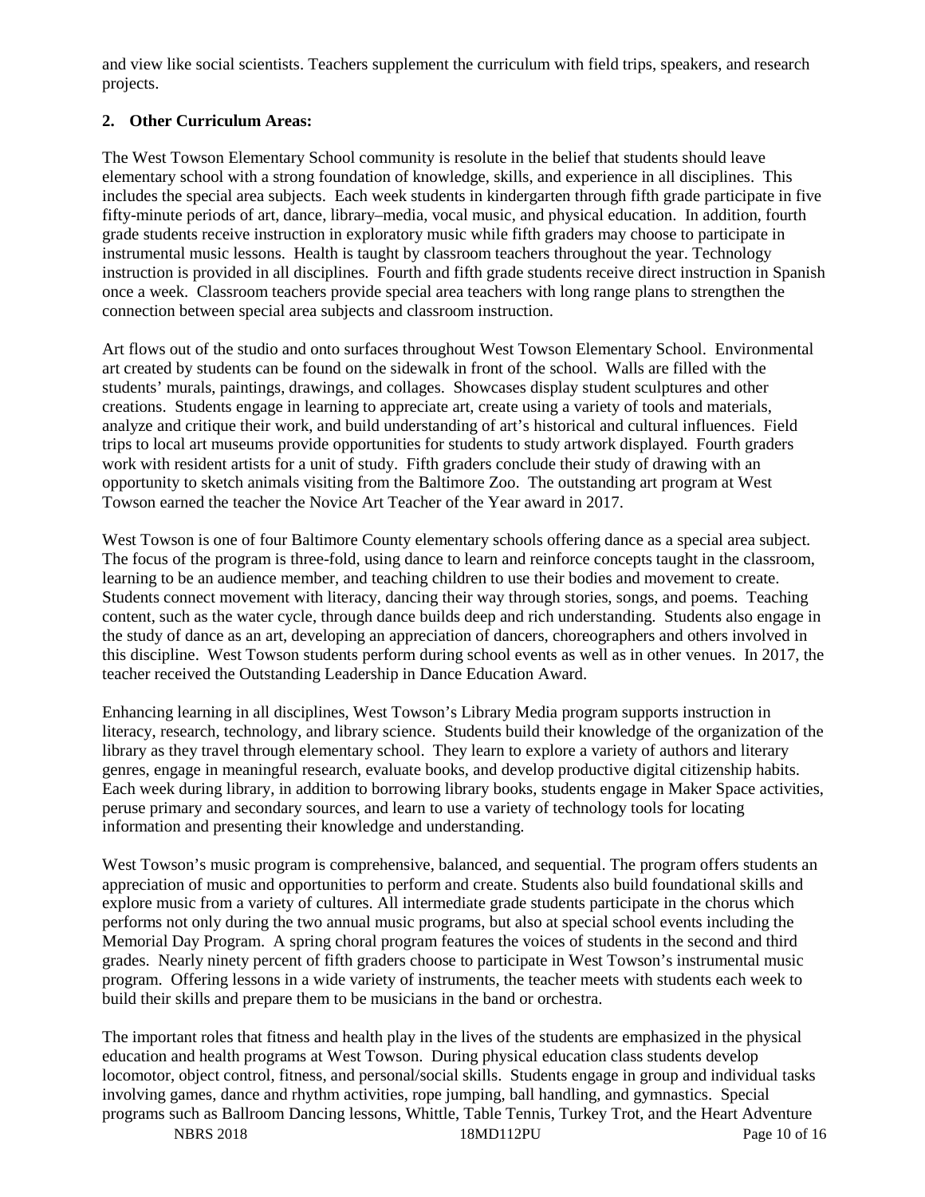and view like social scientists. Teachers supplement the curriculum with field trips, speakers, and research projects.

**2. Other Curriculum Areas:**

The West Towson Elementary School community is resolute in the belief that students should leave elementary school with a strong foundation of knowledge, skills, and experience in all disciplines. This includes the special area subjects. Each week students in kindergarten through fifth grade participate in five fifty-minute periods of art, dance, library–media, vocal music, and physical education. In addition, fourth grade students receive instruction in exploratory music while fifth graders may choose to participate in instrumental music lessons. Health is taught by classroom teachers throughout the year. Technology instruction is provided in all disciplines. Fourth and fifth grade students receive direct instruction in Spanish once a week. Classroom teachers provide special area teachers with long range plans to strengthen the connection between special area subjects and classroom instruction.

Art flows out of the studio and onto surfaces throughout West Towson Elementary School. Environmental art created by students can be found on the sidewalk in front of the school. Walls are filled with the students' murals, paintings, drawings, and collages. Showcases display student sculptures and other creations. Students engage in learning to appreciate art, create using a variety of tools and materials, analyze and critique their work, and build understanding of art's historical and cultural influences. Field trips to local art museums provide opportunities for students to study artwork displayed. Fourth graders work with resident artists for a unit of study. Fifth graders conclude their study of drawing with an opportunity to sketch animals visiting from the Baltimore Zoo. The outstanding art program at West Towson earned the teacher the Novice Art Teacher of the Year award in 2017.

West Towson is one of four Baltimore County elementary schools offering dance as a special area subject. The focus of the program is three-fold, using dance to learn and reinforce concepts taught in the classroom, learning to be an audience member, and teaching children to use their bodies and movement to create. Students connect movement with literacy, dancing their way through stories, songs, and poems. Teaching content, such as the water cycle, through dance builds deep and rich understanding. Students also engage in the study of dance as an art, developing an appreciation of dancers, choreographers and others involved in this discipline. West Towson students perform during school events as well as in other venues. In 2017, the teacher received the Outstanding Leadership in Dance Education Award.

Enhancing learning in all disciplines, West Towson's Library Media program supports instruction in literacy, research, technology, and library science. Students build their knowledge of the organization of the library as they travel through elementary school. They learn to explore a variety of authors and literary genres, engage in meaningful research, evaluate books, and develop productive digital citizenship habits. Each week during library, in addition to borrowing library books, students engage in Maker Space activities, peruse primary and secondary sources, and learn to use a variety of technology tools for locating information and presenting their knowledge and understanding.

West Towson's music program is comprehensive, balanced, and sequential. The program offers students an appreciation of music and opportunities to perform and create. Students also build foundational skills and explore music from a variety of cultures. All intermediate grade students participate in the chorus which performs not only during the two annual music programs, but also at special school events including the Memorial Day Program. A spring choral program features the voices of students in the second and third grades. Nearly ninety percent of fifth graders choose to participate in West Towson's instrumental music program. Offering lessons in a wide variety of instruments, the teacher meets with students each week to build their skills and prepare them to be musicians in the band or orchestra.

The important roles that fitness and health play in the lives of the students are emphasized in the physical education and health programs at West Towson. During physical education class students develop locomotor, object control, fitness, and personal/social skills. Students engage in group and individual tasks involving games, dance and rhythm activities, rope jumping, ball handling, and gymnastics. Special programs such as Ballroom Dancing lessons, Whittle, Table Tennis, Turkey Trot, and the Heart Adventure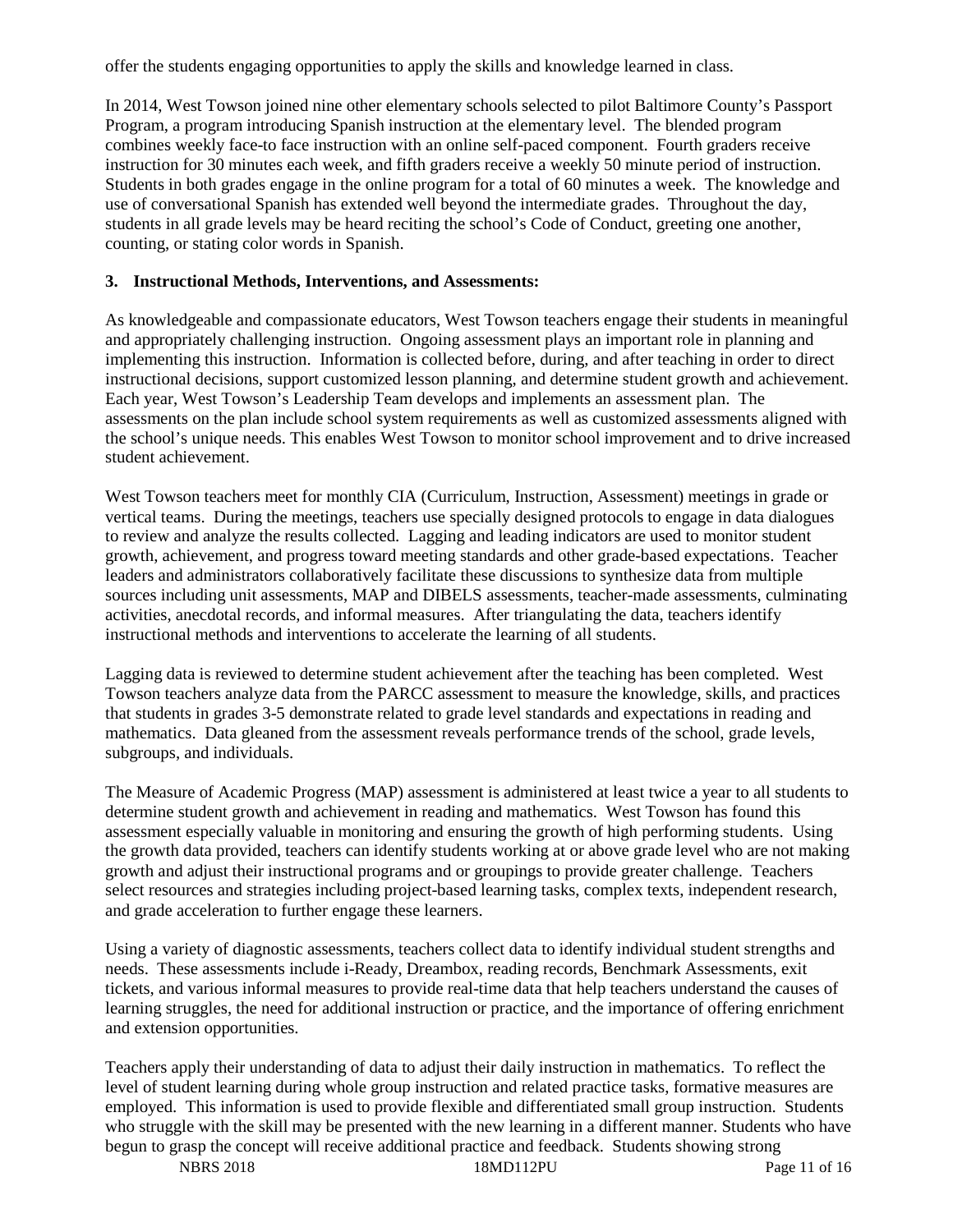offer the students engaging opportunities to apply the skills and knowledge learned in class.

In 2014, West Towson joined nine other elementary schools selected to pilot Baltimore County's Passport Program, a program introducing Spanish instruction at the elementary level. The blended program combines weekly face-to face instruction with an online self-paced component. Fourth graders receive instruction for 30 minutes each week, and fifth graders receive a weekly 50 minute period of instruction. Students in both grades engage in the online program for a total of 60 minutes a week. The knowledge and use of conversational Spanish has extended well beyond the intermediate grades. Throughout the day, students in all grade levels may be heard reciting the school's Code of Conduct, greeting one another, counting, or stating color words in Spanish.

### 3. Instructional Methods, Interventions, and Assessments:

As knowledgeable and compassionate educators, West Towson teachers engage their students in meaningful and appropriately challenging instruction. Ongoing assessment plays an important role in planning and implementing this instruction. Information is collected before, during, and after teaching in order to direct instructional decisions, support customized lesson planning, and determine student growth and achievement. Each year, West Towson's Leadership Team develops and implements an assessment plan. The assessments on the plan include school system requirements as well as customized assessments aligned with the school's unique needs. This enables West Towson to monitor school improvement and to drive increased student achievement.

West Towson teachers meet for monthly CIA (Curriculum, Instruction, Assessment) meetings in grade or vertical teams. During the meetings, teachers use specially designed protocols to engage in data dialogues to review and analyze the results collected. Lagging and leading indicators are used to monitor student growth, achievement, and progress toward meeting standards and other grade-based expectations. Teacher leaders and administrators collaboratively facilitate these discussions to synthesize data from multiple sources including unit assessments, MAP and DIBELS assessments, teacher-made assessments, culminating activities, anecdotal records, and informal measures. After triangulating the data, teachers identify instructional methods and interventions to accelerate the learning of all students.

Lagging data is reviewed to determine student achievement after the teaching has been completed. West Towson teachers analyze data from the PARCC assessment to measure the knowledge, skills, and practices that students in grades 3-5 demonstrate related to grade level standards and expectations in reading and mathematics. Data gleaned from the assessment reveals performance trends of the school, grade levels, subgroups, and individuals.

The Measure of Academic Progress (MAP) assessment is administered at least twice a year to all students to determine student growth and achievement in reading and mathematics. West Towson has found this assessment especially valuable in monitoring and ensuring the growth of high performing students. Using the growth data provided, teachers can identify students working at or above grade level who are not making growth and adjust their instructional programs and or groupings to provide greater challenge. Teachers select resources and strategies including project-based learning tasks, complex texts, independent research, and grade acceleration to further engage these learners.

Using a variety of diagnostic assessments, teachers collect data to identify individual student strengths and needs. These assessments include i-Ready, Dreambox, reading records, Benchmark Assessments, exit tickets, and various informal measures to provide real-time data that help teachers understand the causes of learning struggles, the need for additional instruction or practice, and the importance of offering enrichment and extension opportunities.

Teachers apply their understanding of data to adjust their daily instruction in mathematics. To reflect the level of student learning during whole group instruction and related practice tasks, formative measures are employed. This information is used to provide flexible and differentiated small group instruction. Students who struggle with the skill may be presented with the new learning in a different manner. Students who have begun to grasp the concept will receive additional practice and feedback. Students showing strong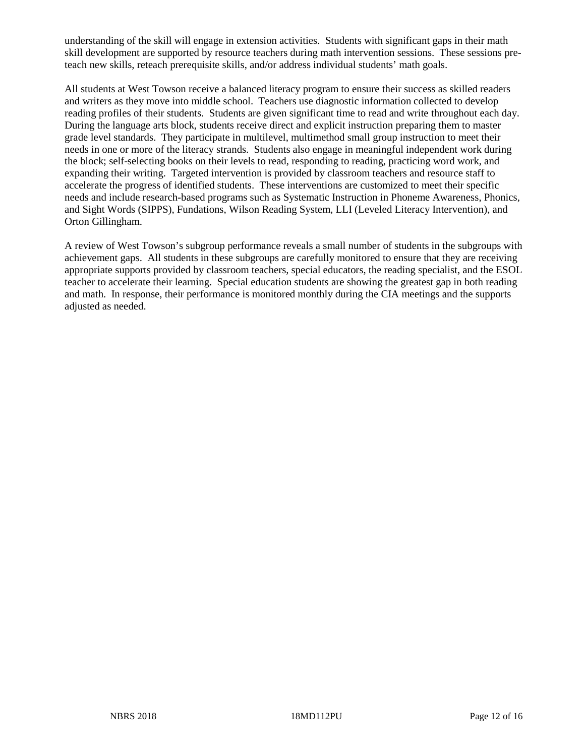understanding of the skill will engage in extension activities. Students with significant gaps in their math skill development are supported by resource teachers during math intervention sessions. These sessions pre-teach new skills, reteach prerequisite skills, and/or address individual students' math goals.

All students at West Towson receive a balanced literacy program to ensure their success as skilled readers and writers as they move into middle school. Teachers use diagnostic information collected to develop reading profiles of their students. Students are given significant time to read and write throughout each day. During the language arts block, students receive direct and explicit instruction preparing them to master grade level standards. They participate in multilevel, multimethod small group instruction to meet their needs in one or more of the literacy strands. Students also engage in meaningful independent work during the block; self-selecting books on their levels to read, responding to reading, practicing word work, and expanding their writing. Targeted intervention is provided by classroom teachers and resource staff to accelerate the progress of identified students. These interventions are customized to meet their specific needs and include research-based programs such as Systematic Instruction in Phoneme Awareness, Phonics, and Sight Words (SIPPS), Fundations, Wilson Reading System, LLI (Leveled Literacy Intervention), and Orton Gillingham.

A review of West Towson's subgroup performance reveals a small number of students in the subgroups with achievement gaps. All students in these subgroups are carefully monitored to ensure that they are receiving appropriate supports provided by classroom teachers, special educators, the reading specialist, and the ESOL teacher to accelerate their learning. Special education students are showing the greatest gap in both reading and math. In response, their performance is monitored monthly during the CIA meetings and the supports adjusted as needed.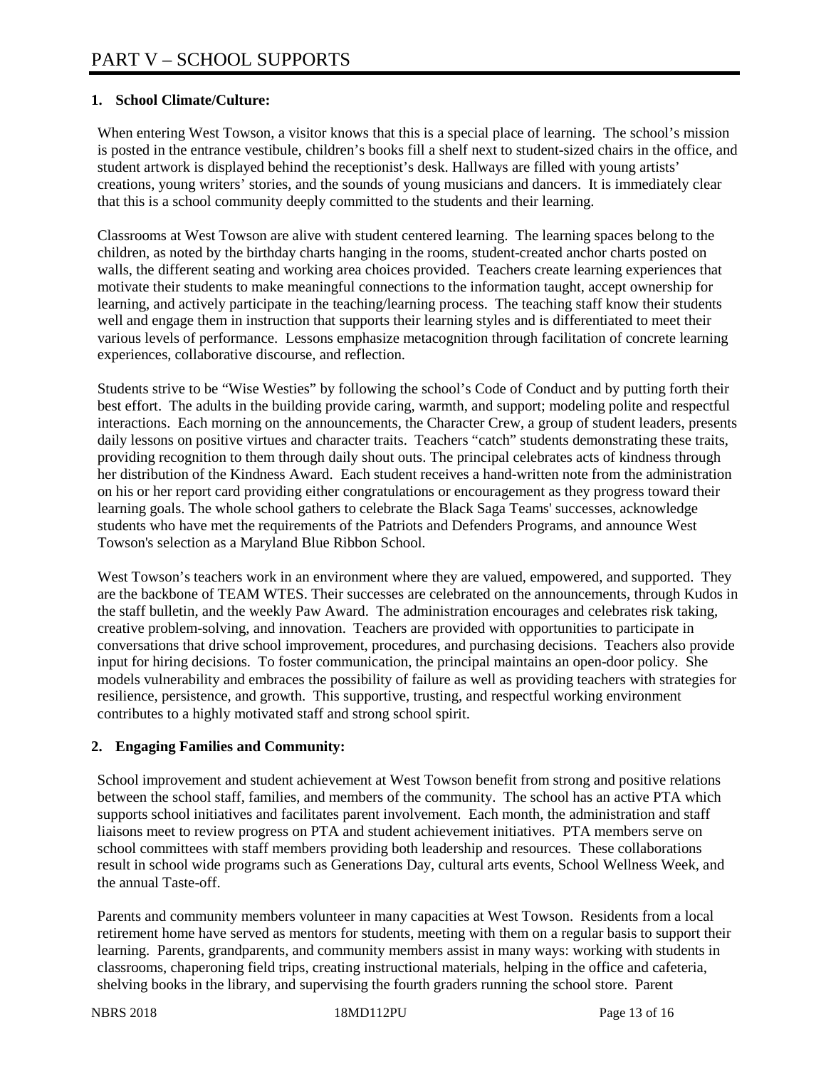# PART V – SCHOOL SUPPORTS

**1. School Climate/Culture:**

When entering West Towson, a visitor knows that this is a special place of learning. The school's mission is posted in the entrance vestibule, children's books fill a shelf next to student-sized chairs in the office, and student artwork is displayed behind the receptionist's desk. Hallways are filled with young artists' creations, young writers' stories, and the sounds of young musicians and dancers. It is immediately clear that this is a school community deeply committed to the students and their learning.

Classrooms at West Towson are alive with student centered learning. The learning spaces belong to the children, as noted by the birthday charts hanging in the rooms, student-created anchor charts posted on walls, the different seating and working area choices provided. Teachers create learning experiences that motivate their students to make meaningful connections to the information taught, accept ownership for learning, and actively participate in the teaching/learning process. The teaching staff know their students well and engage them in instruction that supports their learning styles and is differentiated to meet their various levels of performance. Lessons emphasize metacognition through facilitation of concrete learning experiences, collaborative discourse, and reflection.

Students strive to be "Wise Westies" by following the school's Code of Conduct and by putting forth their best effort. The adults in the building provide caring, warmth, and support; modeling polite and respectful interactions. Each morning on the announcements, the Character Crew, a group of student leaders, presents daily lessons on positive virtues and character traits. Teachers "catch" students demonstrating these traits, providing recognition to them through daily shout outs. The principal celebrates acts of kindness through her distribution of the Kindness Award. Each student receives a hand-written note from the administration on his or her report card providing either congratulations or encouragement as they progress toward their learning goals. The whole school gathers to celebrate the Black Saga Teams' successes, acknowledge students who have met the requirements of the Patriots and Defenders Programs, and announce West Towson's selection as a Maryland Blue Ribbon School.

West Towson's teachers work in an environment where they are valued, empowered, and supported. They are the backbone of TEAM WTES. Their successes are celebrated on the announcements, through Kudos in the staff bulletin, and the weekly Paw Award. The administration encourages and celebrates risk taking, creative problem-solving, and innovation. Teachers are provided with opportunities to participate in conversations that drive school improvement, procedures, and purchasing decisions. Teachers also provide input for hiring decisions. To foster communication, the principal maintains an open-door policy. She models vulnerability and embraces the possibility of failure as well as providing teachers with strategies for resilience, persistence, and growth. This supportive, trusting, and respectful working environment contributes to a highly motivated staff and strong school spirit.

**2. Engaging Families and Community:**

School improvement and student achievement at West Towson benefit from strong and positive relations between the school staff, families, and members of the community. The school has an active PTA which supports school initiatives and facilitates parent involvement. Each month, the administration and staff liaisons meet to review progress on PTA and student achievement initiatives. PTA members serve on school committees with staff members providing both leadership and resources. These collaborations result in school wide programs such as Generations Day, cultural arts events, School Wellness Week, and the annual Taste-off.

Parents and community members volunteer in many capacities at West Towson. Residents from a local retirement home have served as mentors for students, meeting with them on a regular basis to support their learning. Parents, grandparents, and community members assist in many ways: working with students in classrooms, chaperoning field trips, creating instructional materials, helping in the office and cafeteria, shelving books in the library, and supervising the fourth graders running the school store. Parent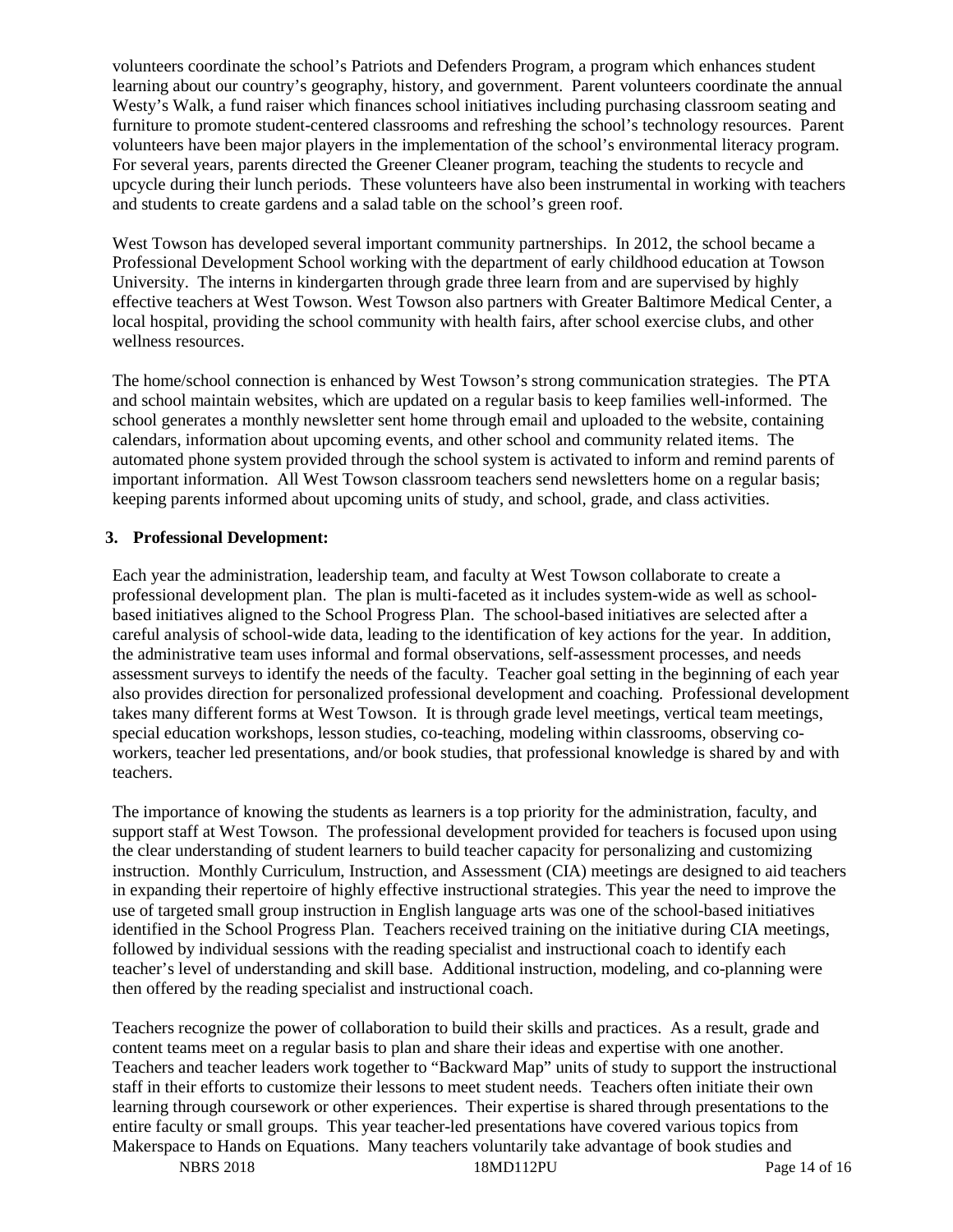volunteers coordinate the school's Patriots and Defenders Program, a program which enhances student learning about our country's geography, history, and government. Parent volunteers coordinate the annual Westy's Walk, a fund raiser which finances school initiatives including purchasing classroom seating and furniture to promote student-centered classrooms and refreshing the school's technology resources. Parent volunteers have been major players in the implementation of the school's environmental literacy program. For several years, parents directed the Greener Cleaner program, teaching the students to recycle and upcycle during their lunch periods. These volunteers have also been instrumental in working with teachers and students to create gardens and a salad table on the school's green roof.

West Towson has developed several important community partnerships. In 2012, the school became a Professional Development School working with the department of early childhood education at Towson University. The interns in kindergarten through grade three learn from and are supervised by highly effective teachers at West Towson. West Towson also partners with Greater Baltimore Medical Center, a local hospital, providing the school community with health fairs, after school exercise clubs, and other wellness resources.

The home/school connection is enhanced by West Towson's strong communication strategies. The PTA and school maintain websites, which are updated on a regular basis to keep families well-informed. The school generates a monthly newsletter sent home through email and uploaded to the website, containing calendars, information about upcoming events, and other school and community related items. The automated phone system provided through the school system is activated to inform and remind parents of important information. All West Towson classroom teachers send newsletters home on a regular basis; keeping parents informed about upcoming units of study, and school, grade, and class activities.

**3. Professional Development:**

Each year the administration, leadership team, and faculty at West Towson collaborate to create a professional development plan. The plan is multi-faceted as it includes system-wide as well as school-based initiatives aligned to the School Progress Plan. The school-based initiatives are selected after a careful analysis of school-wide data, leading to the identification of key actions for the year. In addition, the administrative team uses informal and formal observations, self-assessment processes, and needs assessment surveys to identify the needs of the faculty. Teacher goal setting in the beginning of each year also provides direction for personalized professional development and coaching. Professional development takes many different forms at West Towson. It is through grade level meetings, vertical team meetings, special education workshops, lesson studies, co-teaching, modeling within classrooms, observing co-workers, teacher led presentations, and/or book studies, that professional knowledge is shared by and with teachers.

The importance of knowing the students as learners is a top priority for the administration, faculty, and support staff at West Towson. The professional development provided for teachers is focused upon using the clear understanding of student learners to build teacher capacity for personalizing and customizing instruction. Monthly Curriculum, Instruction, and Assessment (CIA) meetings are designed to aid teachers in expanding their repertoire of highly effective instructional strategies. This year the need to improve the use of targeted small group instruction in English language arts was one of the school-based initiatives identified in the School Progress Plan. Teachers received training on the initiative during CIA meetings, followed by individual sessions with the reading specialist and instructional coach to identify each teacher's level of understanding and skill base. Additional instruction, modeling, and co-planning were then offered by the reading specialist and instructional coach.

Teachers recognize the power of collaboration to build their skills and practices. As a result, grade and content teams meet on a regular basis to plan and share their ideas and expertise with one another. Teachers and teacher leaders work together to "Backward Map" units of study to support the instructional staff in their efforts to customize their lessons to meet student needs. Teachers often initiate their own learning through coursework or other experiences. Their expertise is shared through presentations to the entire faculty or small groups. This year teacher-led presentations have covered various topics from Makerspace to Hands on Equations. Many teachers voluntarily take advantage of book studies and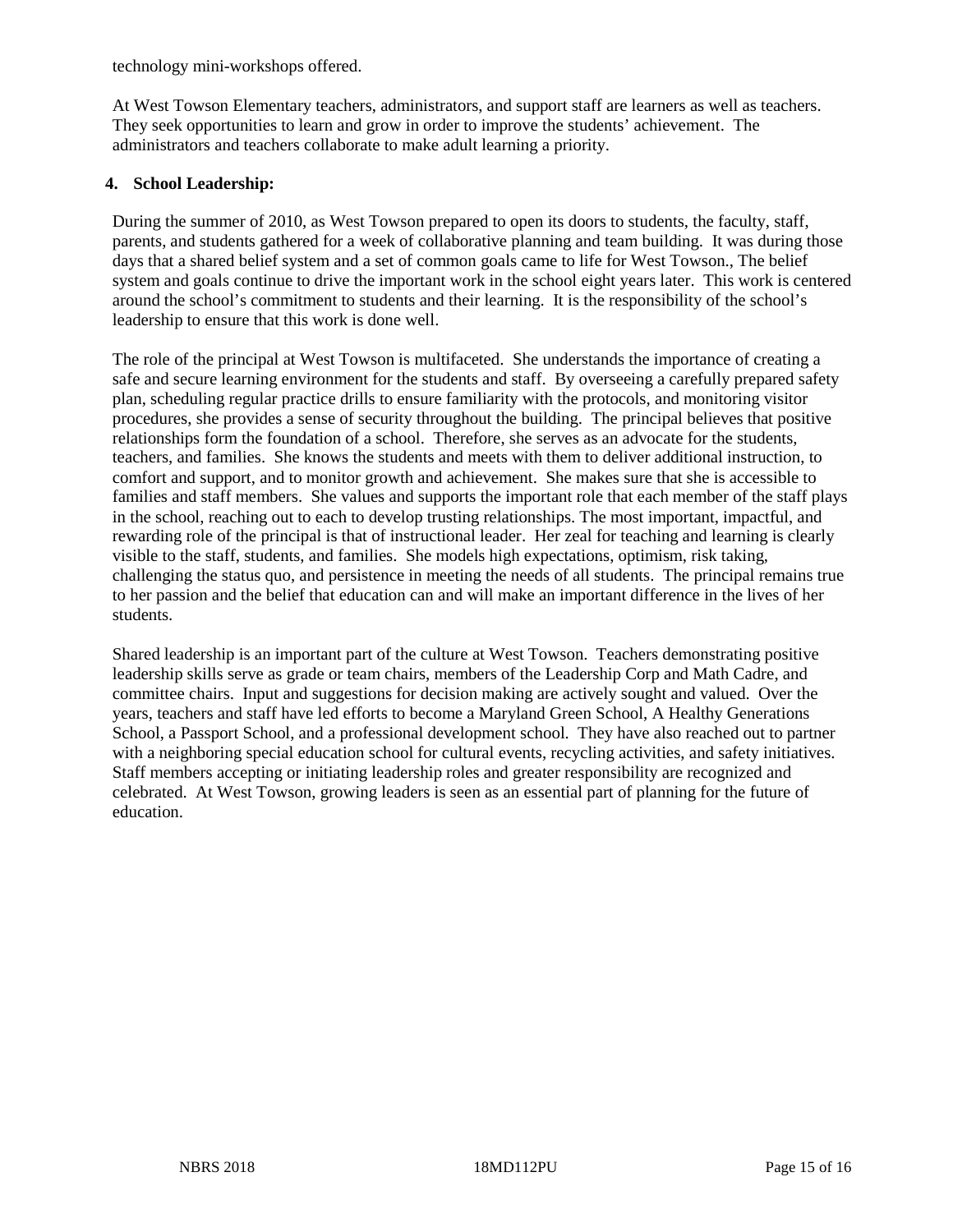technology mini-workshops offered.

At West Towson Elementary teachers, administrators, and support staff are learners as well as teachers. They seek opportunities to learn and grow in order to improve the students' achievement. The administrators and teachers collaborate to make adult learning a priority.

**4. School Leadership:**

During the summer of 2010, as West Towson prepared to open its doors to students, the faculty, staff, parents, and students gathered for a week of collaborative planning and team building. It was during those days that a shared belief system and a set of common goals came to life for West Towson., The belief system and goals continue to drive the important work in the school eight years later. This work is centered around the school's commitment to students and their learning. It is the responsibility of the school's leadership to ensure that this work is done well.

The role of the principal at West Towson is multifaceted. She understands the importance of creating a safe and secure learning environment for the students and staff. By overseeing a carefully prepared safety plan, scheduling regular practice drills to ensure familiarity with the protocols, and monitoring visitor procedures, she provides a sense of security throughout the building. The principal believes that positive relationships form the foundation of a school. Therefore, she serves as an advocate for the students, teachers, and families. She knows the students and meets with them to deliver additional instruction, to comfort and support, and to monitor growth and achievement. She makes sure that she is accessible to families and staff members. She values and supports the important role that each member of the staff plays in the school, reaching out to each to develop trusting relationships. The most important, impactful, and rewarding role of the principal is that of instructional leader. Her zeal for teaching and learning is clearly visible to the staff, students, and families. She models high expectations, optimism, risk taking, challenging the status quo, and persistence in meeting the needs of all students. The principal remains true to her passion and the belief that education can and will make an important difference in the lives of her students.

Shared leadership is an important part of the culture at West Towson. Teachers demonstrating positive leadership skills serve as grade or team chairs, members of the Leadership Corp and Math Cadre, and committee chairs. Input and suggestions for decision making are actively sought and valued. Over the years, teachers and staff have led efforts to become a Maryland Green School, A Healthy Generations School, a Passport School, and a professional development school. They have also reached out to partner with a neighboring special education school for cultural events, recycling activities, and safety initiatives. Staff members accepting or initiating leadership roles and greater responsibility are recognized and celebrated. At West Towson, growing leaders is seen as an essential part of planning for the future of education.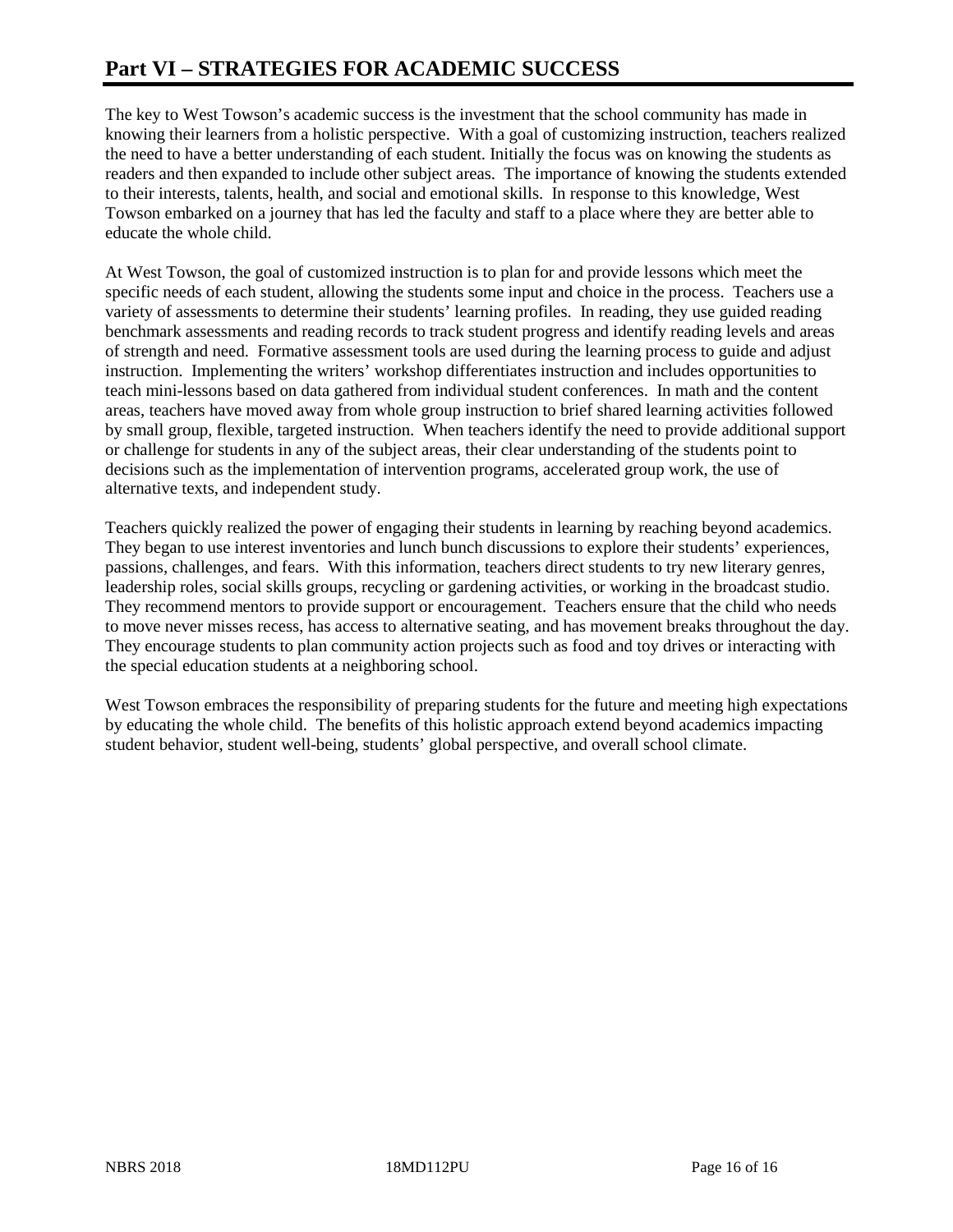# Part VI – STRATEGIES FOR ACADEMIC SUCCESS

The key to West Towson's academic success is the investment that the school community has made in knowing their learners from a holistic perspective. With a goal of customizing instruction, teachers realized the need to have a better understanding of each student. Initially the focus was on knowing the students as readers and then expanded to include other subject areas. The importance of knowing the students extended to their interests, talents, health, and social and emotional skills. In response to this knowledge, West Towson embarked on a journey that has led the faculty and staff to a place where they are better able to educate the whole child.

At West Towson, the goal of customized instruction is to plan for and provide lessons which meet the specific needs of each student, allowing the students some input and choice in the process. Teachers use a variety of assessments to determine their students' learning profiles. In reading, they use guided reading benchmark assessments and reading records to track student progress and identify reading levels and areas of strength and need. Formative assessment tools are used during the learning process to guide and adjust instruction. Implementing the writers' workshop differentiates instruction and includes opportunities to teach mini-lessons based on data gathered from individual student conferences. In math and the content areas, teachers have moved away from whole group instruction to brief shared learning activities followed by small group, flexible, targeted instruction. When teachers identify the need to provide additional support or challenge for students in any of the subject areas, their clear understanding of the students point to decisions such as the implementation of intervention programs, accelerated group work, the use of alternative texts, and independent study.

Teachers quickly realized the power of engaging their students in learning by reaching beyond academics. They began to use interest inventories and lunch bunch discussions to explore their students' experiences, passions, challenges, and fears. With this information, teachers direct students to try new literary genres, leadership roles, social skills groups, recycling or gardening activities, or working in the broadcast studio. They recommend mentors to provide support or encouragement. Teachers ensure that the child who needs to move never misses recess, has access to alternative seating, and has movement breaks throughout the day. They encourage students to plan community action projects such as food and toy drives or interacting with the special education students at a neighboring school.

West Towson embraces the responsibility of preparing students for the future and meeting high expectations by educating the whole child. The benefits of this holistic approach extend beyond academics impacting student behavior, student well-being, students' global perspective, and overall school climate.